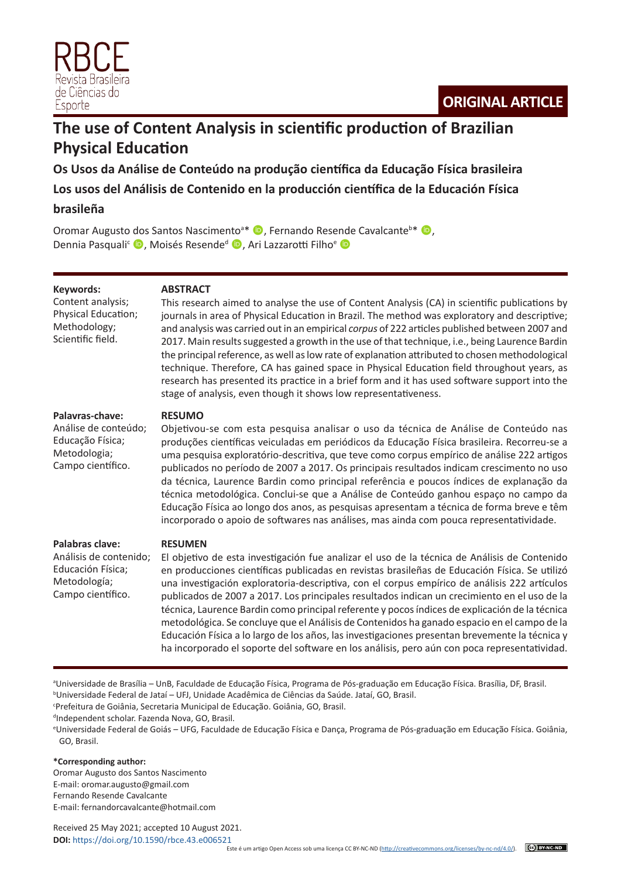RBCE
Revista Brasileira de Ciências do Esporte

**ORIGINAL ARTICLE**

# The use of Content Analysis in scientific production of Brazilian Physical Education

## Os Usos da Análise de Conteúdo na produção científica da Educação Física brasileira

## Los usos del Análisis de Contenido en la producción científica de la Educación Física brasileña

Oromar Augusto dos Santos Nascimento[a]*, Fernando Resende Cavalcante[b]*, Dennia Pasquali[c], Moisés Resende[d], Ari Lazzarotti Filho[e]

**Keywords:**
Content analysis;
Physical Education;
Methodology;
Scientific field.

**ABSTRACT**

This research aimed to analyse the use of Content Analysis (CA) in scientific publications by journals in area of Physical Education in Brazil. The method was exploratory and descriptive; and analysis was carried out in an empirical *corpus* of 222 articles published between 2007 and 2017. Main results suggested a growth in the use of that technique, i.e., being Laurence Bardin the principal reference, as well as low rate of explanation attributed to chosen methodological technique. Therefore, CA has gained space in Physical Education field throughout years, as research has presented its practice in a brief form and it has used software support into the stage of analysis, even though it shows low representativeness.

**Palavras-chave:**
Análise de conteúdo;
Educação Física;
Metodologia;
Campo científico.

**RESUMO**

Objetivou-se com esta pesquisa analisar o uso da técnica de Análise de Conteúdo nas produções científicas veiculadas em periódicos da Educação Física brasileira. Recorreu-se a uma pesquisa exploratório-descritiva, que teve como corpus empírico de análise 222 artigos publicados no período de 2007 a 2017. Os principais resultados indicam crescimento no uso da técnica, Laurence Bardin como principal referência e poucos índices de explanação da técnica metodológica. Conclui-se que a Análise de Conteúdo ganhou espaço no campo da Educação Física ao longo dos anos, as pesquisas apresentam a técnica de forma breve e têm incorporado o apoio de softwares nas análises, mas ainda com pouca representatividade.

**Palabras clave:**
Análisis de contenido;
Educación Física;
Metodología;
Campo científico.

**RESUMEN**

El objetivo de esta investigación fue analizar el uso de la técnica de Análisis de Contenido en producciones científicas publicadas en revistas brasileñas de Educación Física. Se utilizó una investigación exploratoria-descriptiva, con el corpus empírico de análisis 222 artículos publicados de 2007 a 2017. Los principales resultados indican un crecimiento en el uso de la técnica, Laurence Bardin como principal referente y pocos índices de explicación de la técnica metodológica. Se concluye que el Análisis de Contenidos ha ganado espacio en el campo de la Educación Física a lo largo de los años, las investigaciones presentan brevemente la técnica y ha incorporado el soporte del software en los análisis, pero aún con poca representatividad.

[a]Universidade de Brasília – UnB, Faculdade de Educação Física, Programa de Pós-graduação em Educação Física. Brasília, DF, Brasil.
[b]Universidade Federal de Jataí – UFJ, Unidade Acadêmica de Ciências da Saúde. Jataí, GO, Brasil.
[c]Prefeitura de Goiânia, Secretaria Municipal de Educação. Goiânia, GO, Brasil.
[d]Independent scholar. Fazenda Nova, GO, Brasil.
[e]Universidade Federal de Goiás – UFG, Faculdade de Educação Física e Dança, Programa de Pós-graduação em Educação Física. Goiânia, GO, Brasil.

**\*Corresponding author:**
Oromar Augusto dos Santos Nascimento
E-mail: oromar.augusto@gmail.com
Fernando Resende Cavalcante
E-mail: fernandorcavalcante@hotmail.com

Received 25 May 2021; accepted 10 August 2021.
**DOI:** https://doi.org/10.1590/rbce.43.e006521

Este é um artigo Open Access sob uma licença CC BY-NC-ND (http://creativecommons.org/licenses/by-nc-nd/4.0/).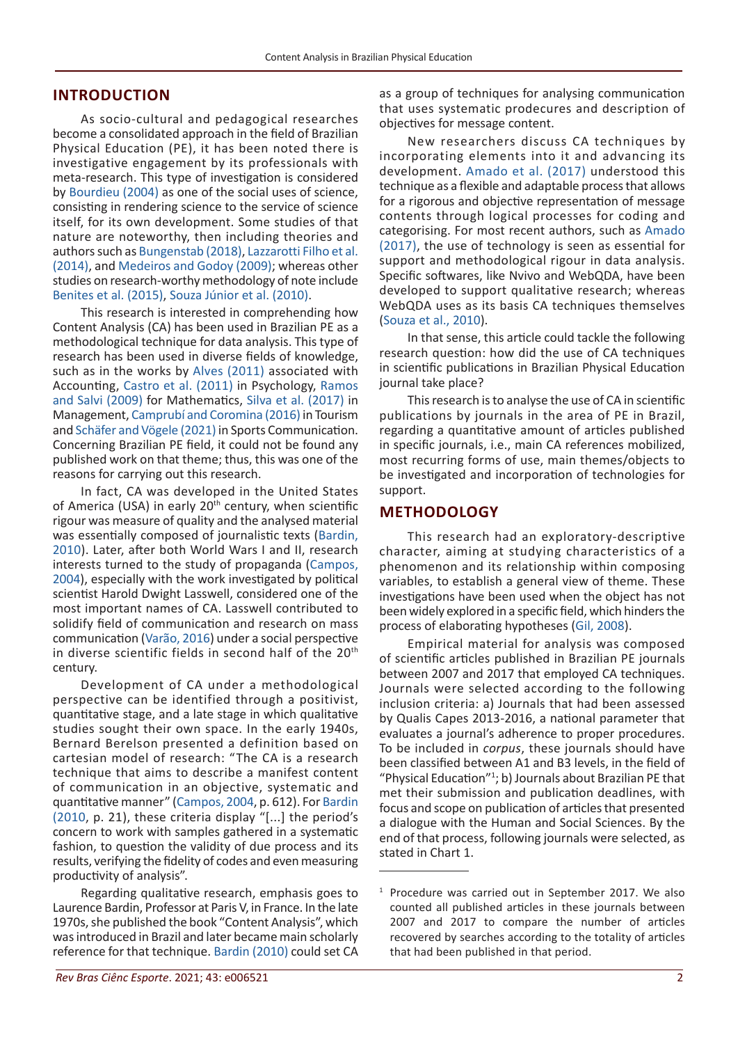## INTRODUCTION

As socio-cultural and pedagogical researches become a consolidated approach in the field of Brazilian Physical Education (PE), it has been noted there is investigative engagement by its professionals with meta-research. This type of investigation is considered by Bourdieu (2004) as one of the social uses of science, consisting in rendering science to the service of science itself, for its own development. Some studies of that nature are noteworthy, then including theories and authors such as Bungenstab (2018), Lazzarotti Filho et al. (2014), and Medeiros and Godoy (2009); whereas other studies on research-worthy methodology of note include Benites et al. (2015), Souza Júnior et al. (2010).

This research is interested in comprehending how Content Analysis (CA) has been used in Brazilian PE as a methodological technique for data analysis. This type of research has been used in diverse fields of knowledge, such as in the works by Alves (2011) associated with Accounting, Castro et al. (2011) in Psychology, Ramos and Salvi (2009) for Mathematics, Silva et al. (2017) in Management, Camprubí and Coromina (2016) in Tourism and Schäfer and Vögele (2021) in Sports Communication. Concerning Brazilian PE field, it could not be found any published work on that theme; thus, this was one of the reasons for carrying out this research.

In fact, CA was developed in the United States of America (USA) in early 20th century, when scientific rigour was measure of quality and the analysed material was essentially composed of journalistic texts (Bardin, 2010). Later, after both World Wars I and II, research interests turned to the study of propaganda (Campos, 2004), especially with the work investigated by political scientist Harold Dwight Lasswell, considered one of the most important names of CA. Lasswell contributed to solidify field of communication and research on mass communication (Varão, 2016) under a social perspective in diverse scientific fields in second half of the 20th century.

Development of CA under a methodological perspective can be identified through a positivist, quantitative stage, and a late stage in which qualitative studies sought their own space. In the early 1940s, Bernard Berelson presented a definition based on cartesian model of research: "The CA is a research technique that aims to describe a manifest content of communication in an objective, systematic and quantitative manner" (Campos, 2004, p. 612). For Bardin (2010, p. 21), these criteria display "[...] the period's concern to work with samples gathered in a systematic fashion, to question the validity of due process and its results, verifying the fidelity of codes and even measuring productivity of analysis".

Regarding qualitative research, emphasis goes to Laurence Bardin, Professor at Paris V, in France. In the late 1970s, she published the book "Content Analysis", which was introduced in Brazil and later became main scholarly reference for that technique. Bardin (2010) could set CA as a group of techniques for analysing communication that uses systematic prodecures and description of objectives for message content.

New researchers discuss CA techniques by incorporating elements into it and advancing its development. Amado et al. (2017) understood this technique as a flexible and adaptable process that allows for a rigorous and objective representation of message contents through logical processes for coding and categorising. For most recent authors, such as Amado (2017), the use of technology is seen as essential for support and methodological rigour in data analysis. Specific softwares, like Nvivo and WebQDA, have been developed to support qualitative research; whereas WebQDA uses as its basis CA techniques themselves (Souza et al., 2010).

In that sense, this article could tackle the following research question: how did the use of CA techniques in scientific publications in Brazilian Physical Education journal take place?

This research is to analyse the use of CA in scientific publications by journals in the area of PE in Brazil, regarding a quantitative amount of articles published in specific journals, i.e., main CA references mobilized, most recurring forms of use, main themes/objects to be investigated and incorporation of technologies for support.

## METHODOLOGY

This research had an exploratory-descriptive character, aiming at studying characteristics of a phenomenon and its relationship within composing variables, to establish a general view of theme. These investigations have been used when the object has not been widely explored in a specific field, which hinders the process of elaborating hypotheses (Gil, 2008).

Empirical material for analysis was composed of scientific articles published in Brazilian PE journals between 2007 and 2017 that employed CA techniques. Journals were selected according to the following inclusion criteria: a) Journals that had been assessed by Qualis Capes 2013-2016, a national parameter that evaluates a journal's adherence to proper procedures. To be included in *corpus*, these journals should have been classified between A1 and B3 levels, in the field of "Physical Education"[1]; b) Journals about Brazilian PE that met their submission and publication deadlines, with focus and scope on publication of articles that presented a dialogue with the Human and Social Sciences. By the end of that process, following journals were selected, as stated in Chart 1.

---

[1] Procedure was carried out in September 2017. We also counted all published articles in these journals between 2007 and 2017 to compare the number of articles recovered by searches according to the totality of articles that had been published in that period.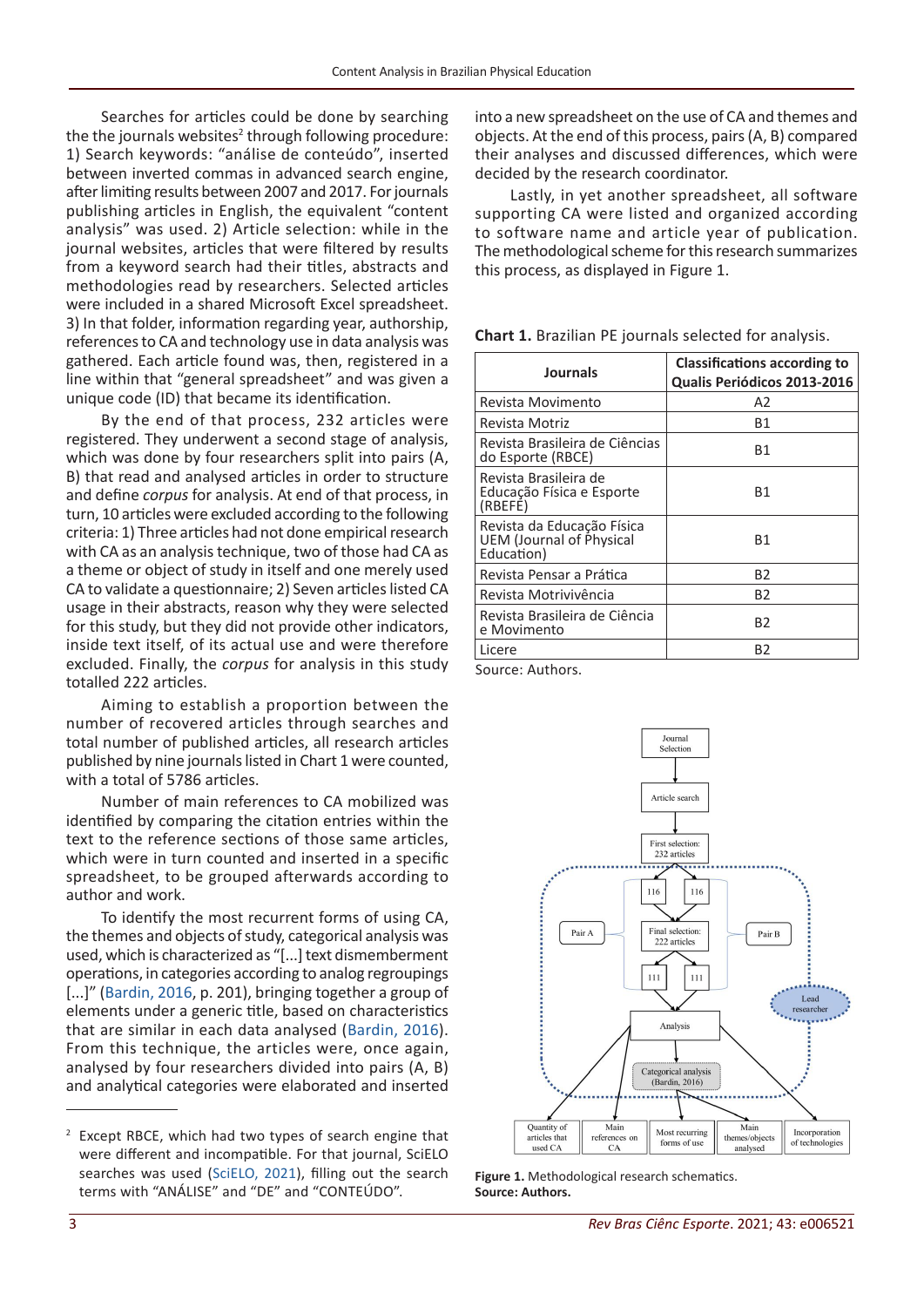Searches for articles could be done by searching the the journals websites[2] through following procedure: 1) Search keywords: "análise de conteúdo", inserted between inverted commas in advanced search engine, after limiting results between 2007 and 2017. For journals publishing articles in English, the equivalent "content analysis" was used. 2) Article selection: while in the journal websites, articles that were filtered by results from a keyword search had their titles, abstracts and methodologies read by researchers. Selected articles were included in a shared Microsoft Excel spreadsheet. 3) In that folder, information regarding year, authorship, references to CA and technology use in data analysis was gathered. Each article found was, then, registered in a line within that "general spreadsheet" and was given a unique code (ID) that became its identification.

By the end of that process, 232 articles were registered. They underwent a second stage of analysis, which was done by four researchers split into pairs (A, B) that read and analysed articles in order to structure and define *corpus* for analysis. At end of that process, in turn, 10 articles were excluded according to the following criteria: 1) Three articles had not done empirical research with CA as an analysis technique, two of those had CA as a theme or object of study in itself and one merely used CA to validate a questionnaire; 2) Seven articles listed CA usage in their abstracts, reason why they were selected for this study, but they did not provide other indicators, inside text itself, of its actual use and were therefore excluded. Finally, the *corpus* for analysis in this study totalled 222 articles.

Aiming to establish a proportion between the number of recovered articles through searches and total number of published articles, all research articles published by nine journals listed in Chart 1 were counted, with a total of 5786 articles.

Number of main references to CA mobilized was identified by comparing the citation entries within the text to the reference sections of those same articles, which were in turn counted and inserted in a specific spreadsheet, to be grouped afterwards according to author and work.

To identify the most recurrent forms of using CA, the themes and objects of study, categorical analysis was used, which is characterized as "[...] text dismemberment operations, in categories according to analog regroupings [...]" (Bardin, 2016, p. 201), bringing together a group of elements under a generic title, based on characteristics that are similar in each data analysed (Bardin, 2016). From this technique, the articles were, once again, analysed by four researchers divided into pairs (A, B) and analytical categories were elaborated and inserted into a new spreadsheet on the use of CA and themes and objects. At the end of this process, pairs (A, B) compared their analyses and discussed differences, which were decided by the research coordinator.

Lastly, in yet another spreadsheet, all software supporting CA were listed and organized according to software name and article year of publication. The methodological scheme for this research summarizes this process, as displayed in Figure 1.

**Chart 1.** Brazilian PE journals selected for analysis.

| Journals | Classifications according to Qualis Periódicos 2013-2016 |
|---|---|
| Revista Movimento | A2 |
| Revista Motriz | B1 |
| Revista Brasileira de Ciências do Esporte (RBCE) | B1 |
| Revista Brasileira de Educação Física e Esporte (RBEFE) | B1 |
| Revista da Educação Física UEM (Journal of Physical Education) | B1 |
| Revista Pensar a Prática | B2 |
| Revista Motrivivência | B2 |
| Revista Brasileira de Ciência e Movimento | B2 |
| Licere | B2 |

Source: Authors.

**Figure 1.** Methodological research schematics.
**Source: Authors.**

---

[2] Except RBCE, which had two types of search engine that were different and incompatible. For that journal, SciELO searches was used (SciELO, 2021), filling out the search terms with "ANÁLISE" and "DE" and "CONTEÚDO".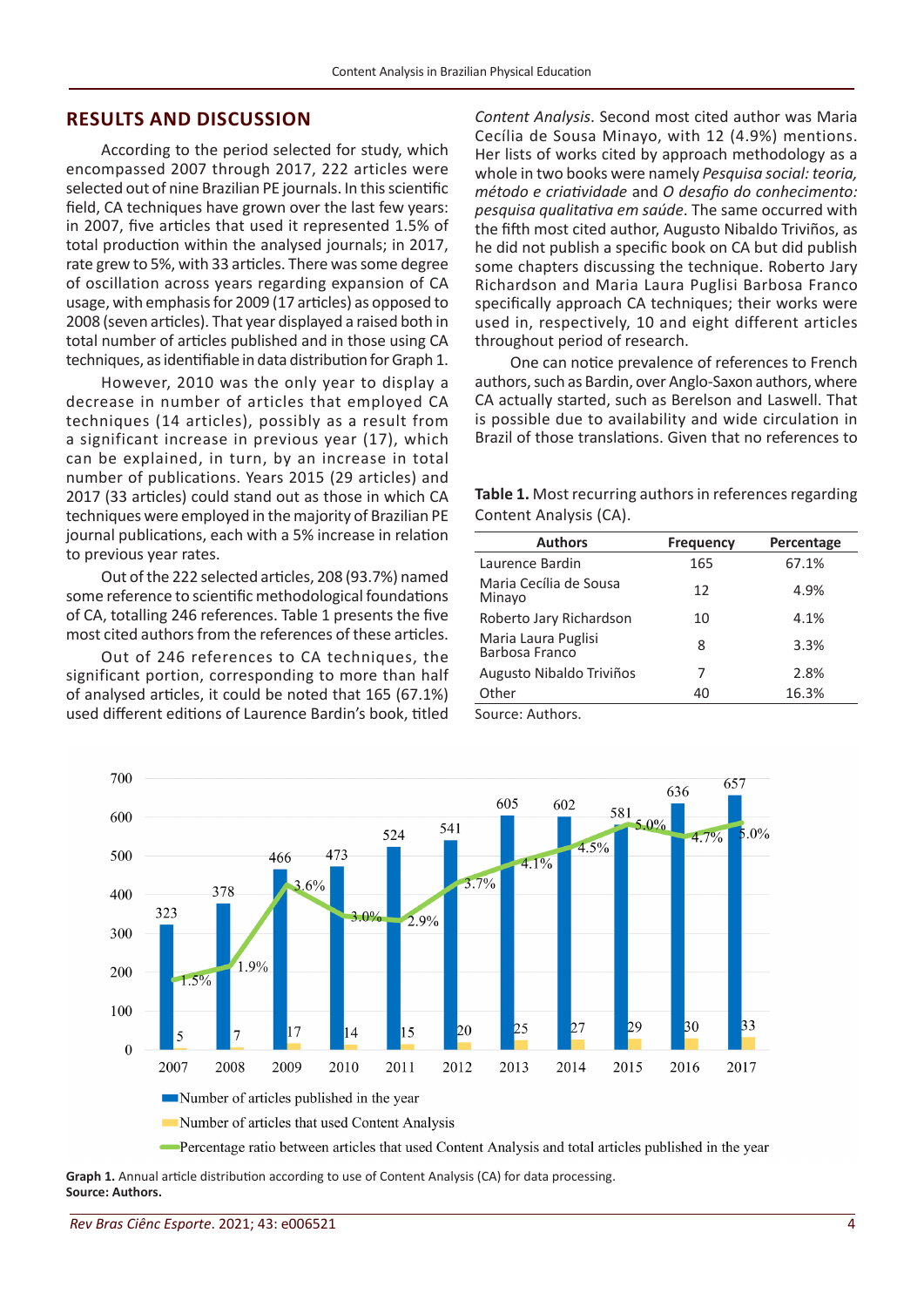## RESULTS AND DISCUSSION

According to the period selected for study, which encompassed 2007 through 2017, 222 articles were selected out of nine Brazilian PE journals. In this scientific field, CA techniques have grown over the last few years: in 2007, five articles that used it represented 1.5% of total production within the analysed journals; in 2017, rate grew to 5%, with 33 articles. There was some degree of oscillation across years regarding expansion of CA usage, with emphasis for 2009 (17 articles) as opposed to 2008 (seven articles). That year displayed a raised both in total number of articles published and in those using CA techniques, as identifiable in data distribution for Graph 1.

However, 2010 was the only year to display a decrease in number of articles that employed CA techniques (14 articles), possibly as a result from a significant increase in previous year (17), which can be explained, in turn, by an increase in total number of publications. Years 2015 (29 articles) and 2017 (33 articles) could stand out as those in which CA techniques were employed in the majority of Brazilian PE journal publications, each with a 5% increase in relation to previous year rates.

Out of the 222 selected articles, 208 (93.7%) named some reference to scientific methodological foundations of CA, totalling 246 references. Table 1 presents the five most cited authors from the references of these articles.

Out of 246 references to CA techniques, the significant portion, corresponding to more than half of analysed articles, it could be noted that 165 (67.1%) used different editions of Laurence Bardin's book, titled *Content Analysis*. Second most cited author was Maria Cecília de Sousa Minayo, with 12 (4.9%) mentions. Her lists of works cited by approach methodology as a whole in two books were namely *Pesquisa social: teoria, método e criatividade* and *O desafio do conhecimento: pesquisa qualitativa em saúde*. The same occurred with the fifth most cited author, Augusto Nibaldo Triviños, as he did not publish a specific book on CA but did publish some chapters discussing the technique. Roberto Jary Richardson and Maria Laura Puglisi Barbosa Franco specifically approach CA techniques; their works were used in, respectively, 10 and eight different articles throughout period of research.

One can notice prevalence of references to French authors, such as Bardin, over Anglo-Saxon authors, where CA actually started, such as Berelson and Laswell. That is possible due to availability and wide circulation in Brazil of those translations. Given that no references to

**Table 1.** Most recurring authors in references regarding Content Analysis (CA).

| Authors | Frequency | Percentage |
|---|---|---|
| Laurence Bardin | 165 | 67.1% |
| Maria Cecília de Sousa Minayo | 12 | 4.9% |
| Roberto Jary Richardson | 10 | 4.1% |
| Maria Laura Puglisi Barbosa Franco | 8 | 3.3% |
| Augusto Nibaldo Triviños | 7 | 2.8% |
| Other | 40 | 16.3% |

Source: Authors.

| Year | Number of articles published in the year | Number of articles that used Content Analysis | Percentage ratio between articles that used Content Analysis and total articles published in the year |
|---|---|---|---|
| 2007 | 323 | 5 | 1.5% |
| 2008 | 378 | 7 | 1.9% |
| 2009 | 466 | 17 | 3.6% |
| 2010 | 473 | 14 | 3.0% |
| 2011 | 524 | 15 | 2.9% |
| 2012 | 541 | 20 | 3.7% |
| 2013 | 605 | 25 | 4.1% |
| 2014 | 602 | 27 | 4.5% |
| 2015 | 581 | 29 | 5.0% |
| 2016 | 636 | 30 | 4.7% |
| 2017 | 657 | 33 | 5.0% |

**Graph 1.** Annual article distribution according to use of Content Analysis (CA) for data processing.
**Source: Authors.**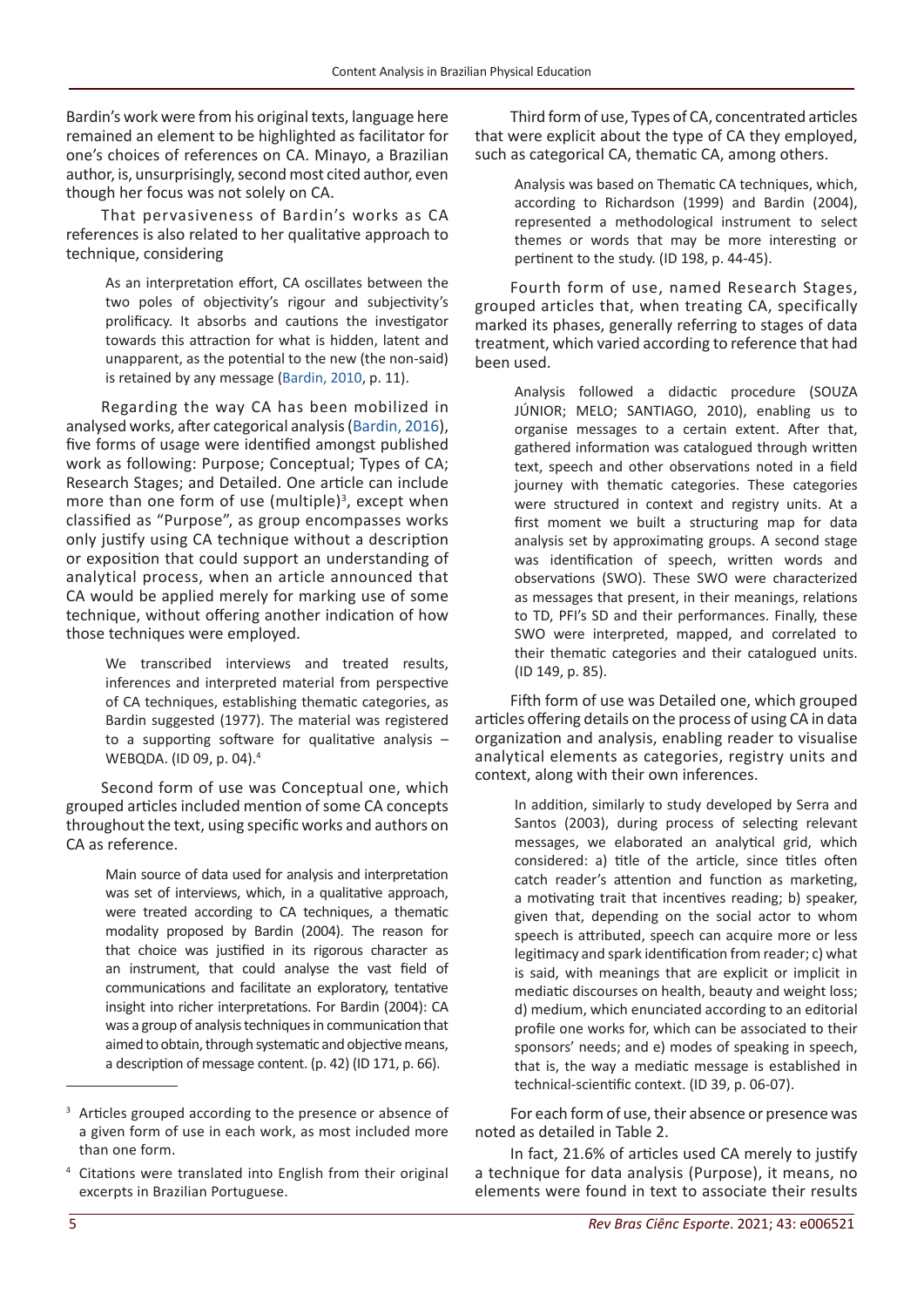Bardin's work were from his original texts, language here remained an element to be highlighted as facilitator for one's choices of references on CA. Minayo, a Brazilian author, is, unsurprisingly, second most cited author, even though her focus was not solely on CA.

That pervasiveness of Bardin's works as CA references is also related to her qualitative approach to technique, considering

> As an interpretation effort, CA oscillates between the two poles of objectivity's rigour and subjectivity's prolificacy. It absorbs and cautions the investigator towards this attraction for what is hidden, latent and unapparent, as the potential to the new (the non-said) is retained by any message (Bardin, 2010, p. 11).

Regarding the way CA has been mobilized in analysed works, after categorical analysis (Bardin, 2016), five forms of usage were identified amongst published work as following: Purpose; Conceptual; Types of CA; Research Stages; and Detailed. One article can include more than one form of use (multiple)[3], except when classified as "Purpose", as group encompasses works only justify using CA technique without a description or exposition that could support an understanding of analytical process, when an article announced that CA would be applied merely for marking use of some technique, without offering another indication of how those techniques were employed.

> We transcribed interviews and treated results, inferences and interpreted material from perspective of CA techniques, establishing thematic categories, as Bardin suggested (1977). The material was registered to a supporting software for qualitative analysis – WEBQDA. (ID 09, p. 04).[4]

Second form of use was Conceptual one, which grouped articles included mention of some CA concepts throughout the text, using specific works and authors on CA as reference.

> Main source of data used for analysis and interpretation was set of interviews, which, in a qualitative approach, were treated according to CA techniques, a thematic modality proposed by Bardin (2004). The reason for that choice was justified in its rigorous character as an instrument, that could analyse the vast field of communications and facilitate an exploratory, tentative insight into richer interpretations. For Bardin (2004): CA was a group of analysis techniques in communication that aimed to obtain, through systematic and objective means, a description of message content. (p. 42) (ID 171, p. 66).

Third form of use, Types of CA, concentrated articles that were explicit about the type of CA they employed, such as categorical CA, thematic CA, among others.

> Analysis was based on Thematic CA techniques, which, according to Richardson (1999) and Bardin (2004), represented a methodological instrument to select themes or words that may be more interesting or pertinent to the study. (ID 198, p. 44-45).

Fourth form of use, named Research Stages, grouped articles that, when treating CA, specifically marked its phases, generally referring to stages of data treatment, which varied according to reference that had been used.

> Analysis followed a didactic procedure (SOUZA JÚNIOR; MELO; SANTIAGO, 2010), enabling us to organise messages to a certain extent. After that, gathered information was catalogued through written text, speech and other observations noted in a field journey with thematic categories. These categories were structured in context and registry units. At a first moment we built a structuring map for data analysis set by approximating groups. A second stage was identification of speech, written words and observations (SWO). These SWO were characterized as messages that present, in their meanings, relations to TD, PFI's SD and their performances. Finally, these SWO were interpreted, mapped, and correlated to their thematic categories and their catalogued units. (ID 149, p. 85).

Fifth form of use was Detailed one, which grouped articles offering details on the process of using CA in data organization and analysis, enabling reader to visualise analytical elements as categories, registry units and context, along with their own inferences.

> In addition, similarly to study developed by Serra and Santos (2003), during process of selecting relevant messages, we elaborated an analytical grid, which considered: a) title of the article, since titles often catch reader's attention and function as marketing, a motivating trait that incentives reading; b) speaker, given that, depending on the social actor to whom speech is attributed, speech can acquire more or less legitimacy and spark identification from reader; c) what is said, with meanings that are explicit or implicit in mediatic discourses on health, beauty and weight loss; d) medium, which enunciated according to an editorial profile one works for, which can be associated to their sponsors' needs; and e) modes of speaking in speech, that is, the way a mediatic message is established in technical-scientific context. (ID 39, p. 06-07).

For each form of use, their absence or presence was noted as detailed in Table 2.

In fact, 21.6% of articles used CA merely to justify a technique for data analysis (Purpose), it means, no elements were found in text to associate their results

---

[3] Articles grouped according to the presence or absence of a given form of use in each work, as most included more than one form.

[4] Citations were translated into English from their original excerpts in Brazilian Portuguese.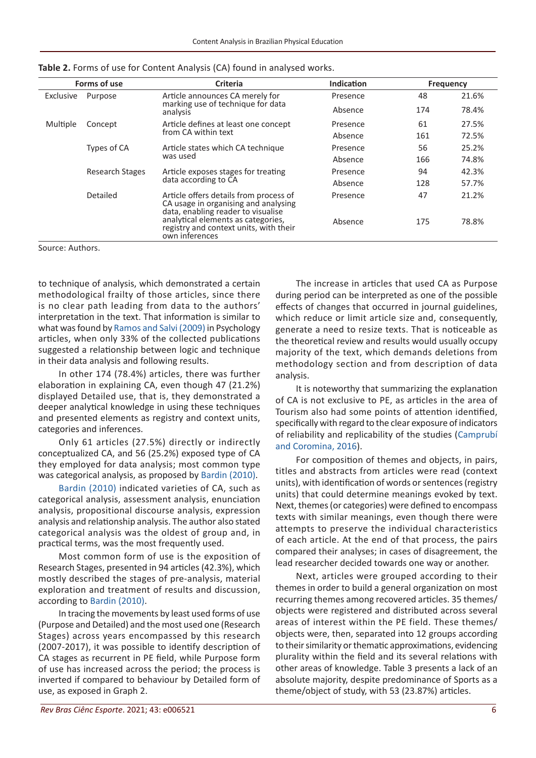**Table 2.** Forms of use for Content Analysis (CA) found in analysed works.

| Forms of use | | Criteria | Indication | Frequency | |
|---|---|---|---|---|---|
| Exclusive | Purpose | Article announces CA merely for marking use of technique for data analysis | Presence | 48 | 21.6% |
| | | | Absence | 174 | 78.4% |
| Multiple | Concept | Article defines at least one concept from CA within text | Presence | 61 | 27.5% |
| | | | Absence | 161 | 72.5% |
| | Types of CA | Article states which CA technique was used | Presence | 56 | 25.2% |
| | | | Absence | 166 | 74.8% |
| | Research Stages | Article exposes stages for treating data according to CA | Presence | 94 | 42.3% |
| | | | Absence | 128 | 57.7% |
| | Detailed | Article offers details from process of CA usage in organising and analysing data, enabling reader to visualise analytical elements as categories, registry and context units, with their own inferences | Presence | 47 | 21.2% |
| | | | Absence | 175 | 78.8% |

Source: Authors.

to technique of analysis, which demonstrated a certain methodological frailty of those articles, since there is no clear path leading from data to the authors' interpretation in the text. That information is similar to what was found by Ramos and Salvi (2009) in Psychology articles, when only 33% of the collected publications suggested a relationship between logic and technique in their data analysis and following results.

In other 174 (78.4%) articles, there was further elaboration in explaining CA, even though 47 (21.2%) displayed Detailed use, that is, they demonstrated a deeper analytical knowledge in using these techniques and presented elements as registry and context units, categories and inferences.

Only 61 articles (27.5%) directly or indirectly conceptualized CA, and 56 (25.2%) exposed type of CA they employed for data analysis; most common type was categorical analysis, as proposed by Bardin (2010).

Bardin (2010) indicated varieties of CA, such as categorical analysis, assessment analysis, enunciation analysis, propositional discourse analysis, expression analysis and relationship analysis. The author also stated categorical analysis was the oldest of group and, in practical terms, was the most frequently used.

Most common form of use is the exposition of Research Stages, presented in 94 articles (42.3%), which mostly described the stages of pre-analysis, material exploration and treatment of results and discussion, according to Bardin (2010).

In tracing the movements by least used forms of use (Purpose and Detailed) and the most used one (Research Stages) across years encompassed by this research (2007-2017), it was possible to identify description of CA stages as recurrent in PE field, while Purpose form of use has increased across the period; the process is inverted if compared to behaviour by Detailed form of use, as exposed in Graph 2.

The increase in articles that used CA as Purpose during period can be interpreted as one of the possible effects of changes that occurred in journal guidelines, which reduce or limit article size and, consequently, generate a need to resize texts. That is noticeable as the theoretical review and results would usually occupy majority of the text, which demands deletions from methodology section and from description of data analysis.

It is noteworthy that summarizing the explanation of CA is not exclusive to PE, as articles in the area of Tourism also had some points of attention identified, specifically with regard to the clear exposure of indicators of reliability and replicability of the studies (Camprubí and Coromina, 2016).

For composition of themes and objects, in pairs, titles and abstracts from articles were read (context units), with identification of words or sentences (registry units) that could determine meanings evoked by text. Next, themes (or categories) were defined to encompass texts with similar meanings, even though there were attempts to preserve the individual characteristics of each article. At the end of that process, the pairs compared their analyses; in cases of disagreement, the lead researcher decided towards one way or another.

Next, articles were grouped according to their themes in order to build a general organization on most recurring themes among recovered articles. 35 themes/objects were registered and distributed across several areas of interest within the PE field. These themes/objects were, then, separated into 12 groups according to their similarity or thematic approximations, evidencing plurality within the field and its several relations with other areas of knowledge. Table 3 presents a lack of an absolute majority, despite predominance of Sports as a theme/object of study, with 53 (23.87%) articles.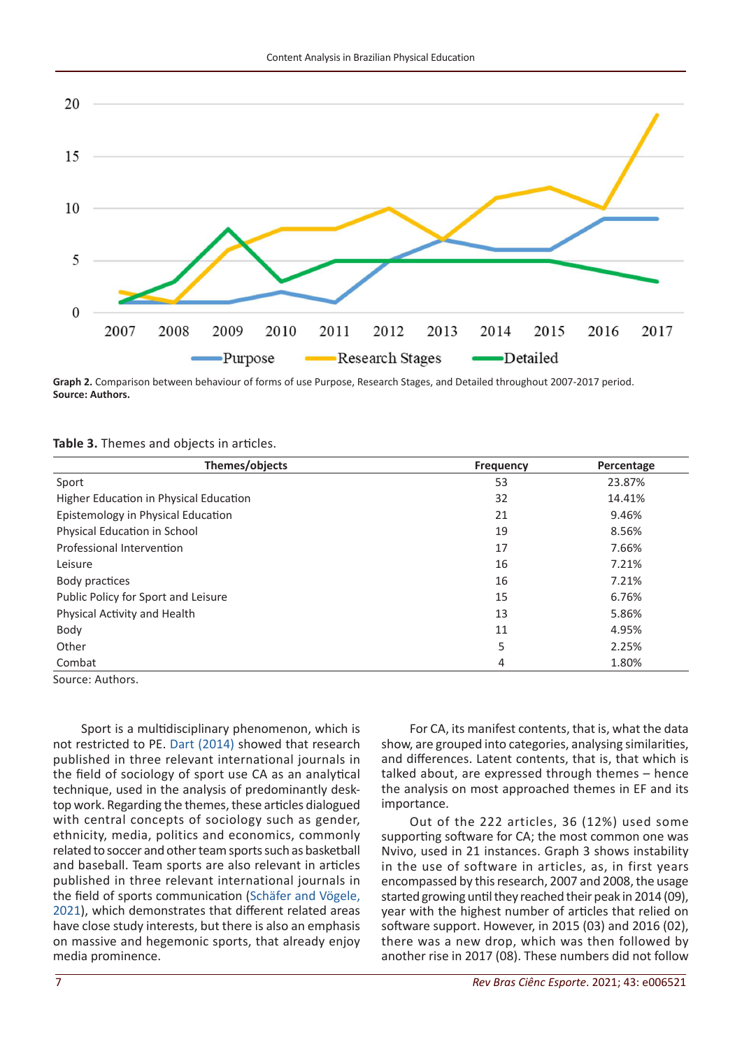Graph 2. Comparison between behaviour of forms of use Purpose, Research Stages, and Detailed throughout 2007-2017 period.
**Source: Authors.**

**Table 3.** Themes and objects in articles.

| Themes/objects | Frequency | Percentage |
|---|---|---|
| Sport | 53 | 23.87% |
| Higher Education in Physical Education | 32 | 14.41% |
| Epistemology in Physical Education | 21 | 9.46% |
| Physical Education in School | 19 | 8.56% |
| Professional Intervention | 17 | 7.66% |
| Leisure | 16 | 7.21% |
| Body practices | 16 | 7.21% |
| Public Policy for Sport and Leisure | 15 | 6.76% |
| Physical Activity and Health | 13 | 5.86% |
| Body | 11 | 4.95% |
| Other | 5 | 2.25% |
| Combat | 4 | 1.80% |

Source: Authors.

Sport is a multidisciplinary phenomenon, which is not restricted to PE. Dart (2014) showed that research published in three relevant international journals in the field of sociology of sport use CA as an analytical technique, used in the analysis of predominantly desktop work. Regarding the themes, these articles dialogued with central concepts of sociology such as gender, ethnicity, media, politics and economics, commonly related to soccer and other team sports such as basketball and baseball. Team sports are also relevant in articles published in three relevant international journals in the field of sports communication (Schäfer and Vögele, 2021), which demonstrates that different related areas have close study interests, but there is also an emphasis on massive and hegemonic sports, that already enjoy media prominence.

For CA, its manifest contents, that is, what the data show, are grouped into categories, analysing similarities, and differences. Latent contents, that is, that which is talked about, are expressed through themes – hence the analysis on most approached themes in EF and its importance.

Out of the 222 articles, 36 (12%) used some supporting software for CA; the most common one was Nvivo, used in 21 instances. Graph 3 shows instability in the use of software in articles, as, in first years encompassed by this research, 2007 and 2008, the usage started growing until they reached their peak in 2014 (09), year with the highest number of articles that relied on software support. However, in 2015 (03) and 2016 (02), there was a new drop, which was then followed by another rise in 2017 (08). These numbers did not follow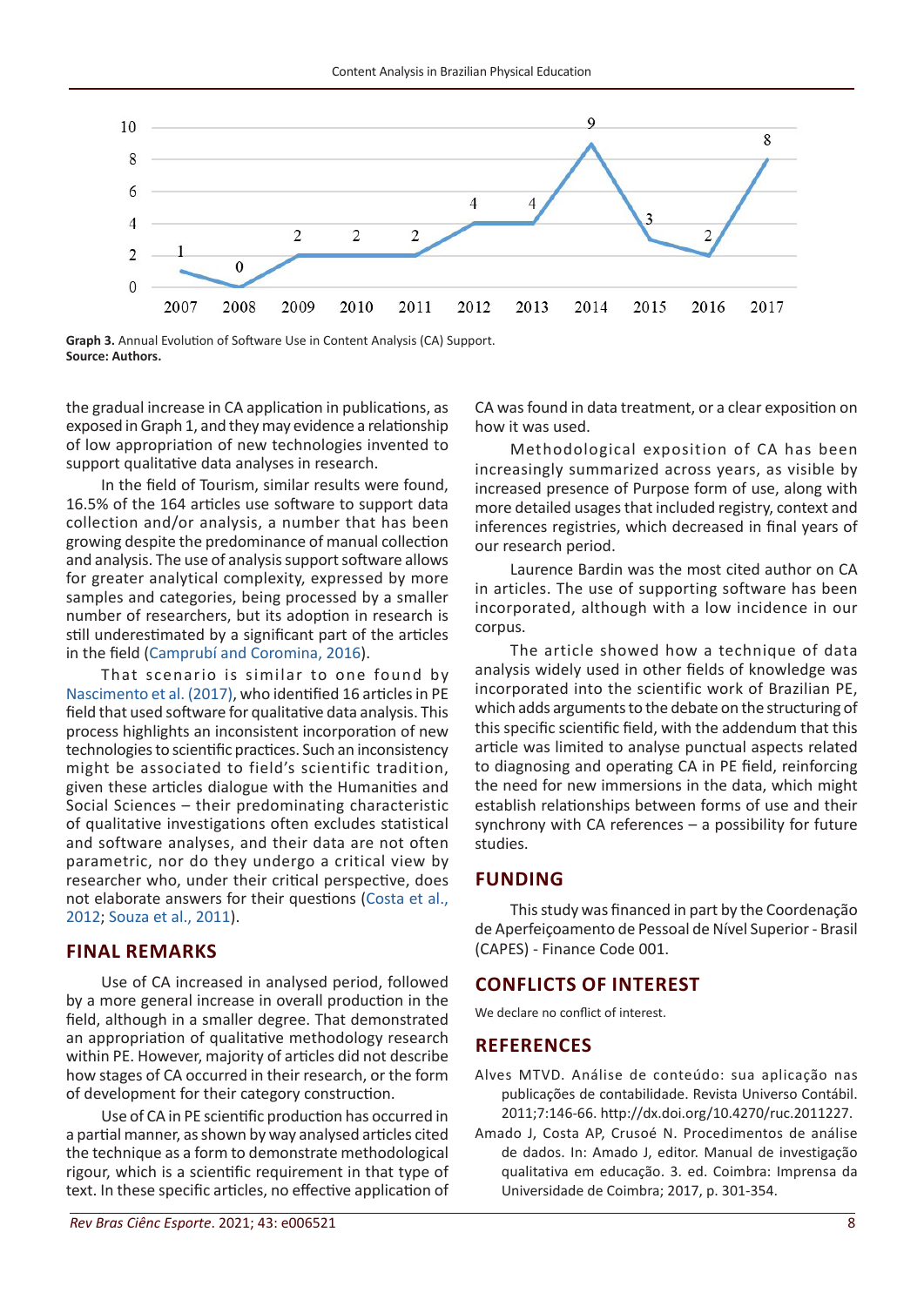Graph 3 data (annual values):

| 2007 | 2008 | 2009 | 2010 | 2011 | 2012 | 2013 | 2014 | 2015 | 2016 | 2017 |
|---|---|---|---|---|---|---|---|---|---|---|
| 1 | 0 | 2 | 2 | 2 | 4 | 4 | 9 | 3 | 2 | 8 |

**Graph 3.** Annual Evolution of Software Use in Content Analysis (CA) Support.
**Source: Authors.**

the gradual increase in CA application in publications, as exposed in Graph 1, and they may evidence a relationship of low appropriation of new technologies invented to support qualitative data analyses in research.

In the field of Tourism, similar results were found, 16.5% of the 164 articles use software to support data collection and/or analysis, a number that has been growing despite the predominance of manual collection and analysis. The use of analysis support software allows for greater analytical complexity, expressed by more samples and categories, being processed by a smaller number of researchers, but its adoption in research is still underestimated by a significant part of the articles in the field (Camprubí and Coromina, 2016).

That scenario is similar to one found by Nascimento et al. (2017), who identified 16 articles in PE field that used software for qualitative data analysis. This process highlights an inconsistent incorporation of new technologies to scientific practices. Such an inconsistency might be associated to field's scientific tradition, given these articles dialogue with the Humanities and Social Sciences – their predominating characteristic of qualitative investigations often excludes statistical and software analyses, and their data are not often parametric, nor do they undergo a critical view by researcher who, under their critical perspective, does not elaborate answers for their questions (Costa et al., 2012; Souza et al., 2011).

## FINAL REMARKS

Use of CA increased in analysed period, followed by a more general increase in overall production in the field, although in a smaller degree. That demonstrated an appropriation of qualitative methodology research within PE. However, majority of articles did not describe how stages of CA occurred in their research, or the form of development for their category construction.

Use of CA in PE scientific production has occurred in a partial manner, as shown by way analysed articles cited the technique as a form to demonstrate methodological rigour, which is a scientific requirement in that type of text. In these specific articles, no effective application of CA was found in data treatment, or a clear exposition on how it was used.

Methodological exposition of CA has been increasingly summarized across years, as visible by increased presence of Purpose form of use, along with more detailed usages that included registry, context and inferences registries, which decreased in final years of our research period.

Laurence Bardin was the most cited author on CA in articles. The use of supporting software has been incorporated, although with a low incidence in our corpus.

The article showed how a technique of data analysis widely used in other fields of knowledge was incorporated into the scientific work of Brazilian PE, which adds arguments to the debate on the structuring of this specific scientific field, with the addendum that this article was limited to analyse punctual aspects related to diagnosing and operating CA in PE field, reinforcing the need for new immersions in the data, which might establish relationships between forms of use and their synchrony with CA references – a possibility for future studies.

## FUNDING

This study was financed in part by the Coordenação de Aperfeiçoamento de Pessoal de Nível Superior - Brasil (CAPES) - Finance Code 001.

## CONFLICTS OF INTEREST

We declare no conflict of interest.

## REFERENCES

Alves MTVD. Análise de conteúdo: sua aplicação nas publicações de contabilidade. Revista Universo Contábil. 2011;7:146-66. http://dx.doi.org/10.4270/ruc.2011227.

Amado J, Costa AP, Crusoé N. Procedimentos de análise de dados. In: Amado J, editor. Manual de investigação qualitativa em educação. 3. ed. Coimbra: Imprensa da Universidade de Coimbra; 2017, p. 301-354.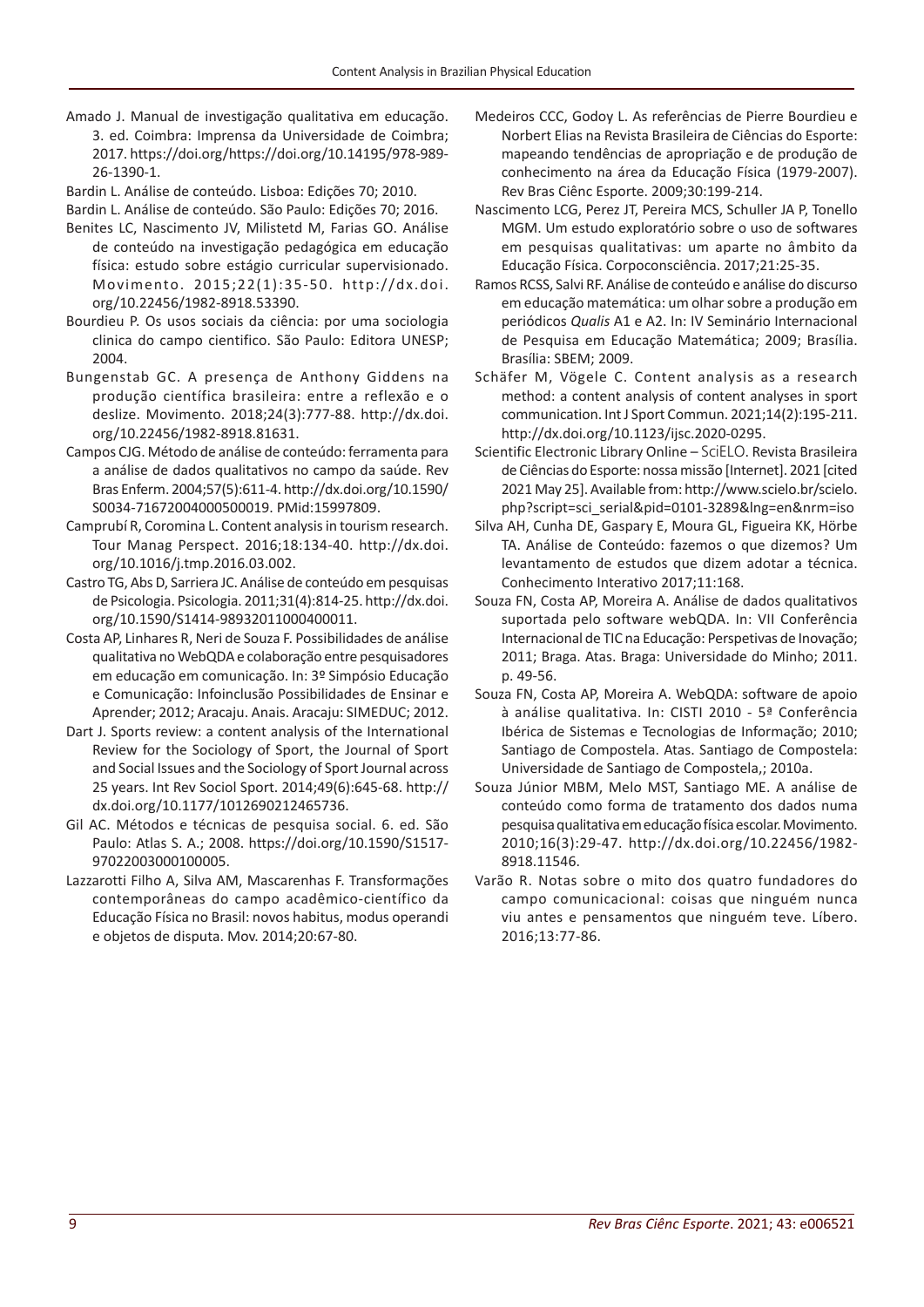Amado J. Manual de investigação qualitativa em educação. 3. ed. Coimbra: Imprensa da Universidade de Coimbra; 2017. https://doi.org/https://doi.org/10.14195/978-989-26-1390-1.

Bardin L. Análise de conteúdo. Lisboa: Edições 70; 2010.

Bardin L. Análise de conteúdo. São Paulo: Edições 70; 2016.

Benites LC, Nascimento JV, Milistetd M, Farias GO. Análise de conteúdo na investigação pedagógica em educação física: estudo sobre estágio curricular supervisionado. Movimento. 2015;22(1):35-50. http://dx.doi.org/10.22456/1982-8918.53390.

Bourdieu P. Os usos sociais da ciência: por uma sociologia clinica do campo cientifico. São Paulo: Editora UNESP; 2004.

Bungenstab GC. A presença de Anthony Giddens na produção científica brasileira: entre a reflexão e o deslize. Movimento. 2018;24(3):777-88. http://dx.doi.org/10.22456/1982-8918.81631.

Campos CJG. Método de análise de conteúdo: ferramenta para a análise de dados qualitativos no campo da saúde. Rev Bras Enferm. 2004;57(5):611-4. http://dx.doi.org/10.1590/S0034-71672004000500019. PMid:15997809.

Camprubí R, Coromina L. Content analysis in tourism research. Tour Manag Perspect. 2016;18:134-40. http://dx.doi.org/10.1016/j.tmp.2016.03.002.

Castro TG, Abs D, Sarriera JC. Análise de conteúdo em pesquisas de Psicologia. Psicologia. 2011;31(4):814-25. http://dx.doi.org/10.1590/S1414-98932011000400011.

Costa AP, Linhares R, Neri de Souza F. Possibilidades de análise qualitativa no WebQDA e colaboração entre pesquisadores em educação em comunicação. In: 3º Simpósio Educação e Comunicação: Infoinclusão Possibilidades de Ensinar e Aprender; 2012; Aracaju. Anais. Aracaju: SIMEDUC; 2012.

Dart J. Sports review: a content analysis of the International Review for the Sociology of Sport, the Journal of Sport and Social Issues and the Sociology of Sport Journal across 25 years. Int Rev Sociol Sport. 2014;49(6):645-68. http://dx.doi.org/10.1177/1012690212465736.

Gil AC. Métodos e técnicas de pesquisa social. 6. ed. São Paulo: Atlas S. A.; 2008. https://doi.org/10.1590/S1517-97022003000100005.

Lazzarotti Filho A, Silva AM, Mascarenhas F. Transformações contemporâneas do campo acadêmico-científico da Educação Física no Brasil: novos habitus, modus operandi e objetos de disputa. Mov. 2014;20:67-80.

Medeiros CCC, Godoy L. As referências de Pierre Bourdieu e Norbert Elias na Revista Brasileira de Ciências do Esporte: mapeando tendências de apropriação e de produção de conhecimento na área da Educação Física (1979-2007). Rev Bras Ciênc Esporte. 2009;30:199-214.

Nascimento LCG, Perez JT, Pereira MCS, Schuller JA P, Tonello MGM. Um estudo exploratório sobre o uso de softwares em pesquisas qualitativas: um aparte no âmbito da Educação Física. Corpoconsciência. 2017;21:25-35.

Ramos RCSS, Salvi RF. Análise de conteúdo e análise do discurso em educação matemática: um olhar sobre a produção em periódicos *Qualis* A1 e A2. In: IV Seminário Internacional de Pesquisa em Educação Matemática; 2009; Brasília. Brasília: SBEM; 2009.

Schäfer M, Vögele C. Content analysis as a research method: a content analysis of content analyses in sport communication. Int J Sport Commun. 2021;14(2):195-211. http://dx.doi.org/10.1123/ijsc.2020-0295.

Scientific Electronic Library Online – SciELO. Revista Brasileira de Ciências do Esporte: nossa missão [Internet]. 2021 [cited 2021 May 25]. Available from: http://www.scielo.br/scielo.php?script=sci_serial&pid=0101-3289&lng=en&nrm=iso

Silva AH, Cunha DE, Gaspary E, Moura GL, Figueira KK, Hörbe TA. Análise de Conteúdo: fazemos o que dizemos? Um levantamento de estudos que dizem adotar a técnica. Conhecimento Interativo 2017;11:168.

Souza FN, Costa AP, Moreira A. Análise de dados qualitativos suportada pelo software webQDA. In: VII Conferência Internacional de TIC na Educação: Perspetivas de Inovação; 2011; Braga. Atas. Braga: Universidade do Minho; 2011. p. 49-56.

Souza FN, Costa AP, Moreira A. WebQDA: software de apoio à análise qualitativa. In: CISTI 2010 - 5ª Conferência Ibérica de Sistemas e Tecnologias de Informação; 2010; Santiago de Compostela. Atas. Santiago de Compostela: Universidade de Santiago de Compostela,; 2010a.

Souza Júnior MBM, Melo MST, Santiago ME. A análise de conteúdo como forma de tratamento dos dados numa pesquisa qualitativa em educação física escolar. Movimento. 2010;16(3):29-47. http://dx.doi.org/10.22456/1982-8918.11546.

Varão R. Notas sobre o mito dos quatro fundadores do campo comunicacional: coisas que ninguém nunca viu antes e pensamentos que ninguém teve. Líbero. 2016;13:77-86.